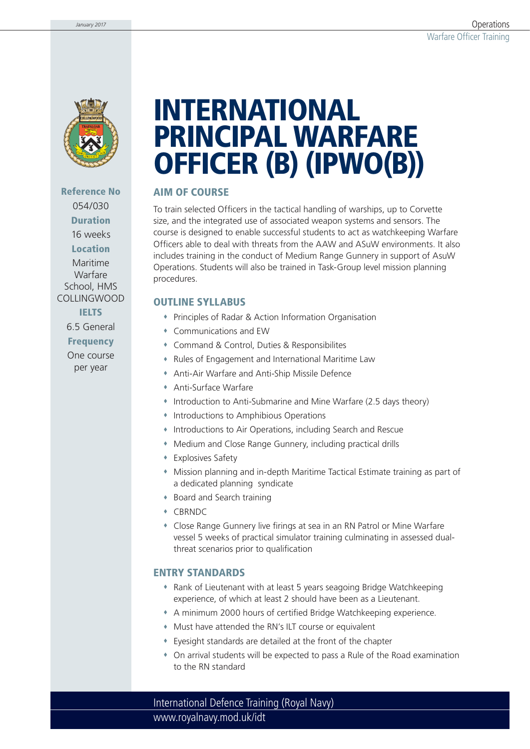# INTERNATIONAL PRINCIPAL WARFARE OFFICER (B) (IPWO(B))

**Reference No**
054/030

**Duration**
16 weeks

**Location**
Maritime Warfare School, HMS COLLINGWOOD

**IELTS**
6.5 General

**Frequency**
One course per year

## AIM OF COURSE

To train selected Officers in the tactical handling of warships, up to Corvette size, and the integrated use of associated weapon systems and sensors. The course is designed to enable successful students to act as watchkeeping Warfare Officers able to deal with threats from the AAW and ASuW environments. It also includes training in the conduct of Medium Range Gunnery in support of AsuW Operations. Students will also be trained in Task-Group level mission planning procedures.

## OUTLINE SYLLABUS

- Principles of Radar & Action Information Organisation
- Communications and EW
- Command & Control, Duties & Responsibilites
- Rules of Engagement and International Maritime Law
- Anti-Air Warfare and Anti-Ship Missile Defence
- Anti-Surface Warfare
- Introduction to Anti-Submarine and Mine Warfare (2.5 days theory)
- Introductions to Amphibious Operations
- Introductions to Air Operations, including Search and Rescue
- Medium and Close Range Gunnery, including practical drills
- Explosives Safety
- Mission planning and in-depth Maritime Tactical Estimate training as part of a dedicated planning syndicate
- Board and Search training
- CBRNDC
- Close Range Gunnery live firings at sea in an RN Patrol or Mine Warfare vessel 5 weeks of practical simulator training culminating in assessed dual-threat scenarios prior to qualification

## ENTRY STANDARDS

- Rank of Lieutenant with at least 5 years seagoing Bridge Watchkeeping experience, of which at least 2 should have been as a Lieutenant.
- A minimum 2000 hours of certified Bridge Watchkeeping experience.
- Must have attended the RN's ILT course or equivalent
- Eyesight standards are detailed at the front of the chapter
- On arrival students will be expected to pass a Rule of the Road examination to the RN standard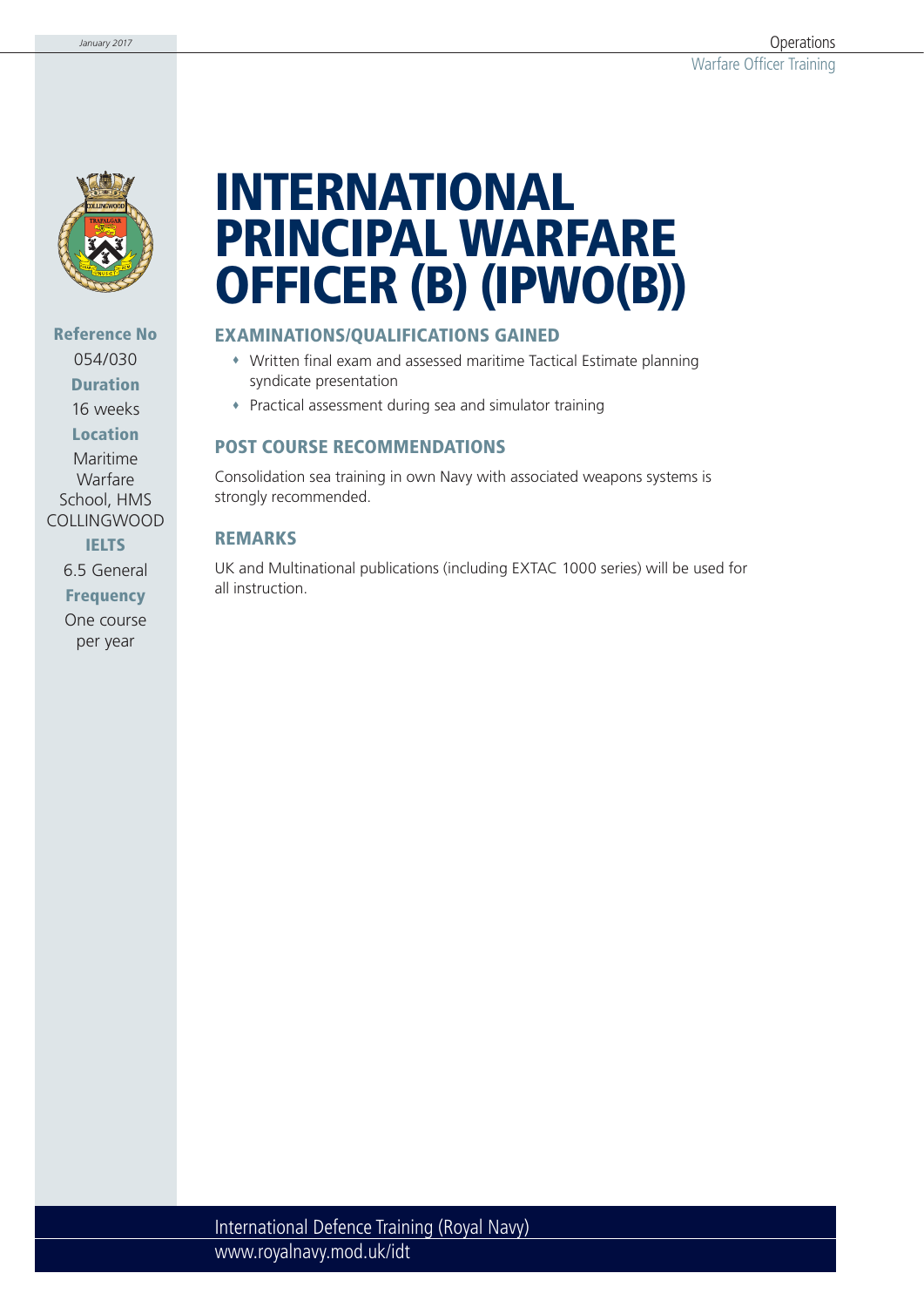# INTERNATIONAL PRINCIPAL WARFARE OFFICER (B) (IPWO(B))

**Reference No**
054/030

**Duration**
16 weeks

**Location**
Maritime Warfare School, HMS COLLINGWOOD

**IELTS**
6.5 General

**Frequency**
One course per year

## EXAMINATIONS/QUALIFICATIONS GAINED

- Written final exam and assessed maritime Tactical Estimate planning syndicate presentation
- Practical assessment during sea and simulator training

## POST COURSE RECOMMENDATIONS

Consolidation sea training in own Navy with associated weapons systems is strongly recommended.

## REMARKS

UK and Multinational publications (including EXTAC 1000 series) will be used for all instruction.